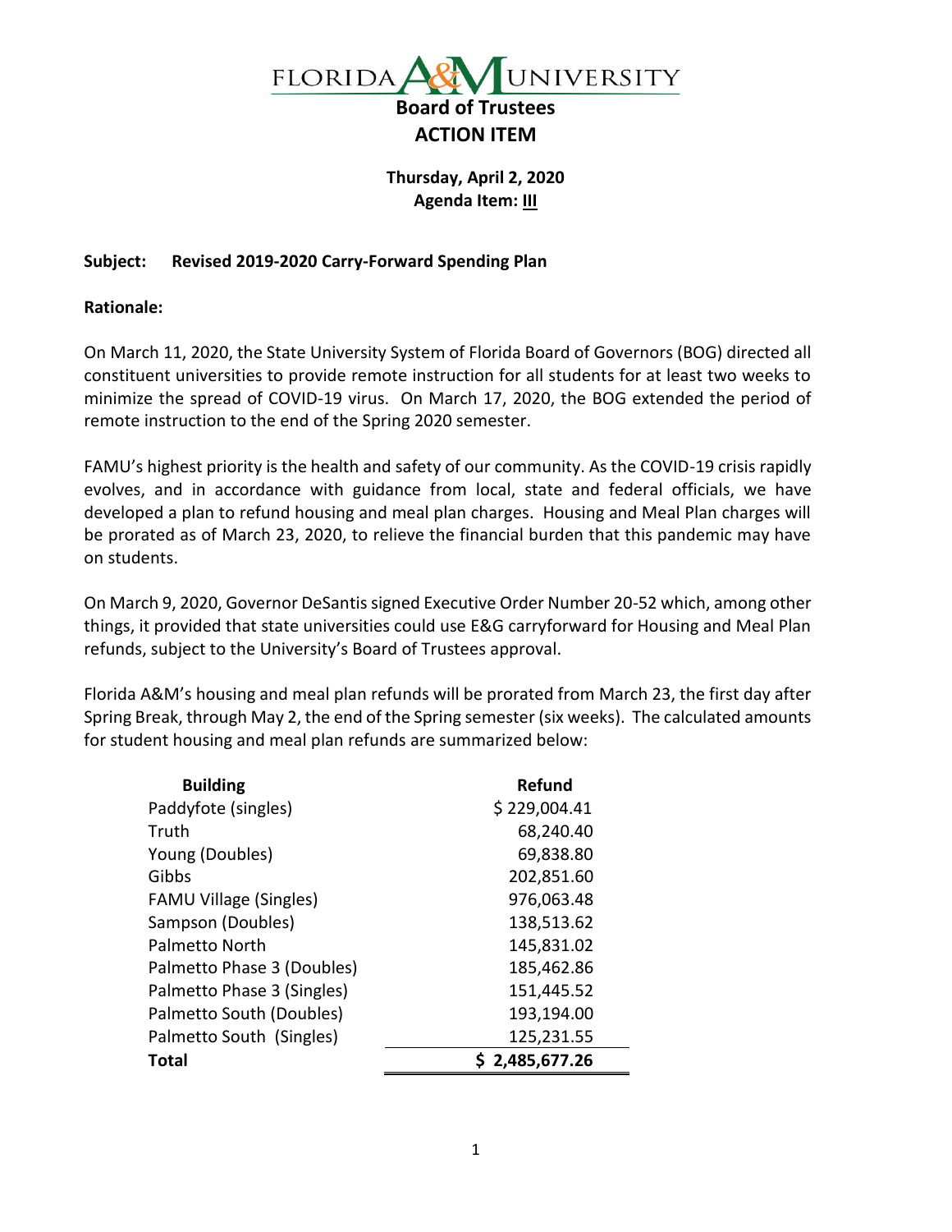# FLORIDA A&M UNIVERSITY

## Board of Trustees

## ACTION ITEM

**Thursday, April 2, 2020**
**Agenda Item: III**

**Subject: Revised 2019-2020 Carry-Forward Spending Plan**

**Rationale:**

On March 11, 2020, the State University System of Florida Board of Governors (BOG) directed all constituent universities to provide remote instruction for all students for at least two weeks to minimize the spread of COVID-19 virus. On March 17, 2020, the BOG extended the period of remote instruction to the end of the Spring 2020 semester.

FAMU's highest priority is the health and safety of our community. As the COVID-19 crisis rapidly evolves, and in accordance with guidance from local, state and federal officials, we have developed a plan to refund housing and meal plan charges. Housing and Meal Plan charges will be prorated as of March 23, 2020, to relieve the financial burden that this pandemic may have on students.

On March 9, 2020, Governor DeSantis signed Executive Order Number 20-52 which, among other things, it provided that state universities could use E&G carryforward for Housing and Meal Plan refunds, subject to the University's Board of Trustees approval.

Florida A&M's housing and meal plan refunds will be prorated from March 23, the first day after Spring Break, through May 2, the end of the Spring semester (six weeks). The calculated amounts for student housing and meal plan refunds are summarized below:

| Building | Refund |
|---|---|
| Paddyfote (singles) | $ 229,004.41 |
| Truth | 68,240.40 |
| Young (Doubles) | 69,838.80 |
| Gibbs | 202,851.60 |
| FAMU Village (Singles) | 976,063.48 |
| Sampson (Doubles) | 138,513.62 |
| Palmetto North | 145,831.02 |
| Palmetto Phase 3 (Doubles) | 185,462.86 |
| Palmetto Phase 3 (Singles) | 151,445.52 |
| Palmetto South (Doubles) | 193,194.00 |
| Palmetto South (Singles) | 125,231.55 |
| **Total** | **$ 2,485,677.26** |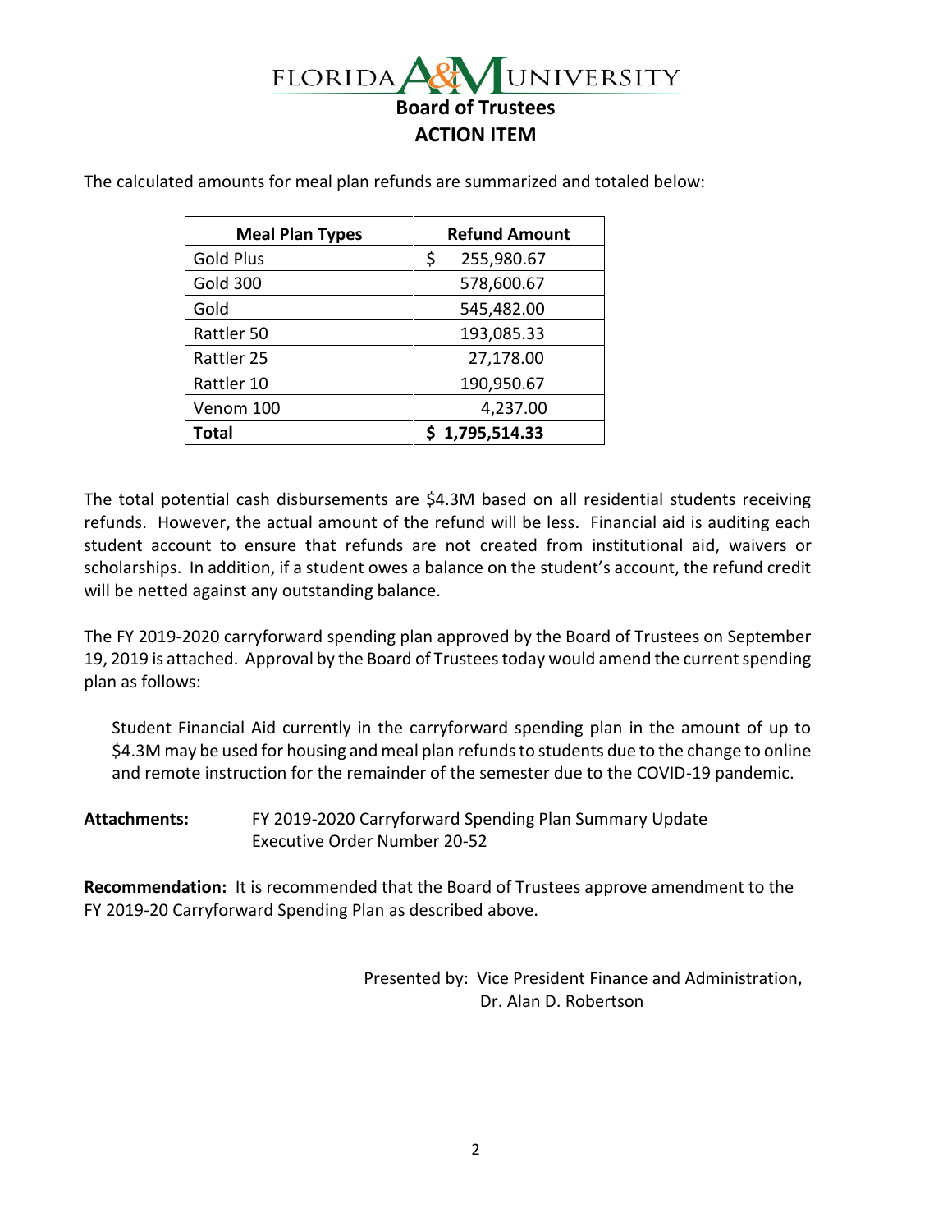# FLORIDA A&M UNIVERSITY

## Board of Trustees

## ACTION ITEM

The calculated amounts for meal plan refunds are summarized and totaled below:

| Meal Plan Types | Refund Amount |
|---|---|
| Gold Plus | $ 255,980.67 |
| Gold 300 | 578,600.67 |
| Gold | 545,482.00 |
| Rattler 50 | 193,085.33 |
| Rattler 25 | 27,178.00 |
| Rattler 10 | 190,950.67 |
| Venom 100 | 4,237.00 |
| **Total** | **$ 1,795,514.33** |

The total potential cash disbursements are $4.3M based on all residential students receiving refunds. However, the actual amount of the refund will be less. Financial aid is auditing each student account to ensure that refunds are not created from institutional aid, waivers or scholarships. In addition, if a student owes a balance on the student's account, the refund credit will be netted against any outstanding balance.

The FY 2019-2020 carryforward spending plan approved by the Board of Trustees on September 19, 2019 is attached. Approval by the Board of Trustees today would amend the current spending plan as follows:

> Student Financial Aid currently in the carryforward spending plan in the amount of up to $4.3M may be used for housing and meal plan refunds to students due to the change to online and remote instruction for the remainder of the semester due to the COVID-19 pandemic.

**Attachments:** FY 2019-2020 Carryforward Spending Plan Summary Update
Executive Order Number 20-52

**Recommendation:** It is recommended that the Board of Trustees approve amendment to the FY 2019-20 Carryforward Spending Plan as described above.

Presented by: Vice President Finance and Administration,
Dr. Alan D. Robertson